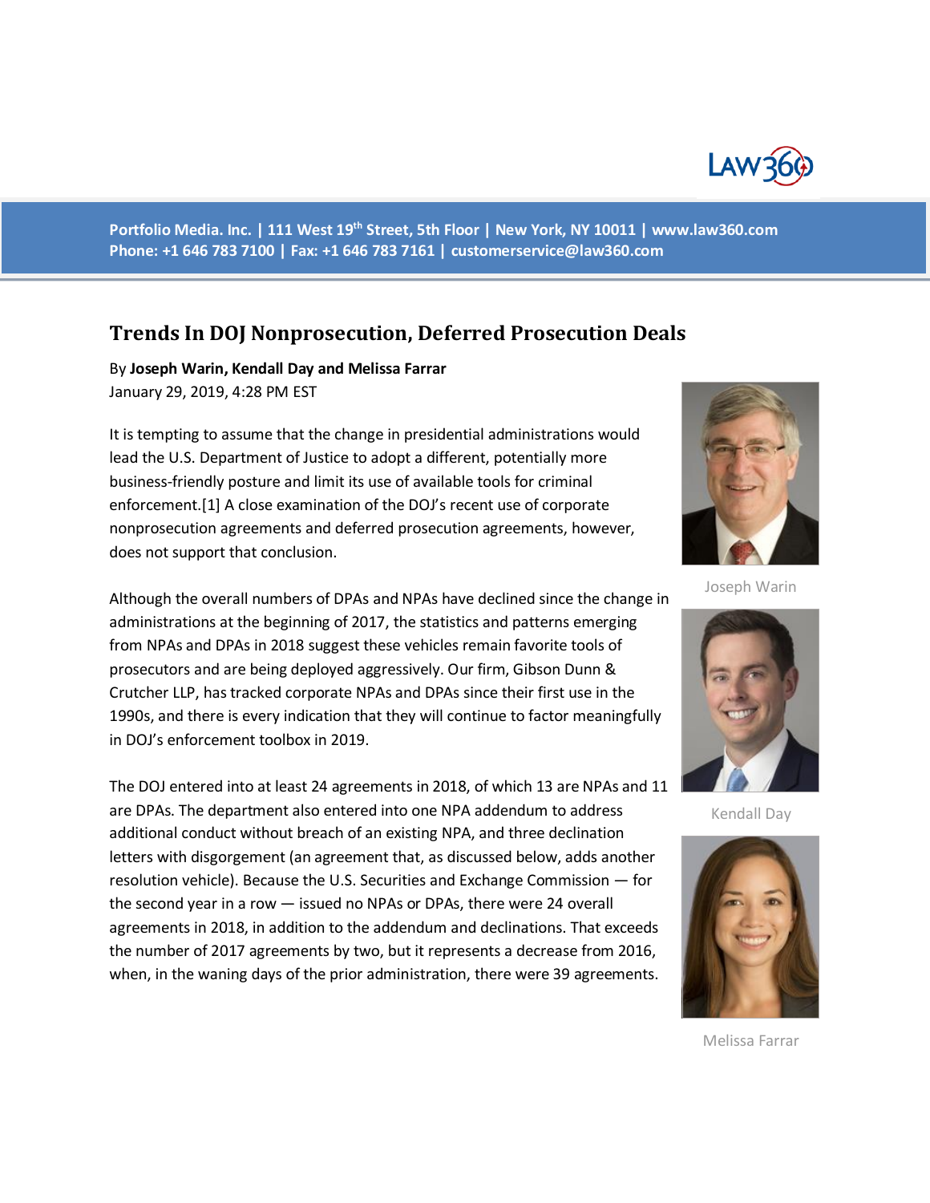Portfolio Media. Inc. | 111 West 19th Street, 5th Floor | New York, NY 10011 | www.law360.com
Phone: +1 646 783 7100 | Fax: +1 646 783 7161 | customerservice@law360.com

# Trends In DOJ Nonprosecution, Deferred Prosecution Deals

By **Joseph Warin, Kendall Day and Melissa Farrar**

January 29, 2019, 4:28 PM EST

It is tempting to assume that the change in presidential administrations would lead the U.S. Department of Justice to adopt a different, potentially more business-friendly posture and limit its use of available tools for criminal enforcement.[1] A close examination of the DOJ's recent use of corporate nonprosecution agreements and deferred prosecution agreements, however, does not support that conclusion.

Joseph Warin

Kendall Day

Melissa Farrar

Although the overall numbers of DPAs and NPAs have declined since the change in administrations at the beginning of 2017, the statistics and patterns emerging from NPAs and DPAs in 2018 suggest these vehicles remain favorite tools of prosecutors and are being deployed aggressively. Our firm, Gibson Dunn & Crutcher LLP, has tracked corporate NPAs and DPAs since their first use in the 1990s, and there is every indication that they will continue to factor meaningfully in DOJ's enforcement toolbox in 2019.

The DOJ entered into at least 24 agreements in 2018, of which 13 are NPAs and 11 are DPAs. The department also entered into one NPA addendum to address additional conduct without breach of an existing NPA, and three declination letters with disgorgement (an agreement that, as discussed below, adds another resolution vehicle). Because the U.S. Securities and Exchange Commission — for the second year in a row — issued no NPAs or DPAs, there were 24 overall agreements in 2018, in addition to the addendum and declinations. That exceeds the number of 2017 agreements by two, but it represents a decrease from 2016, when, in the waning days of the prior administration, there were 39 agreements.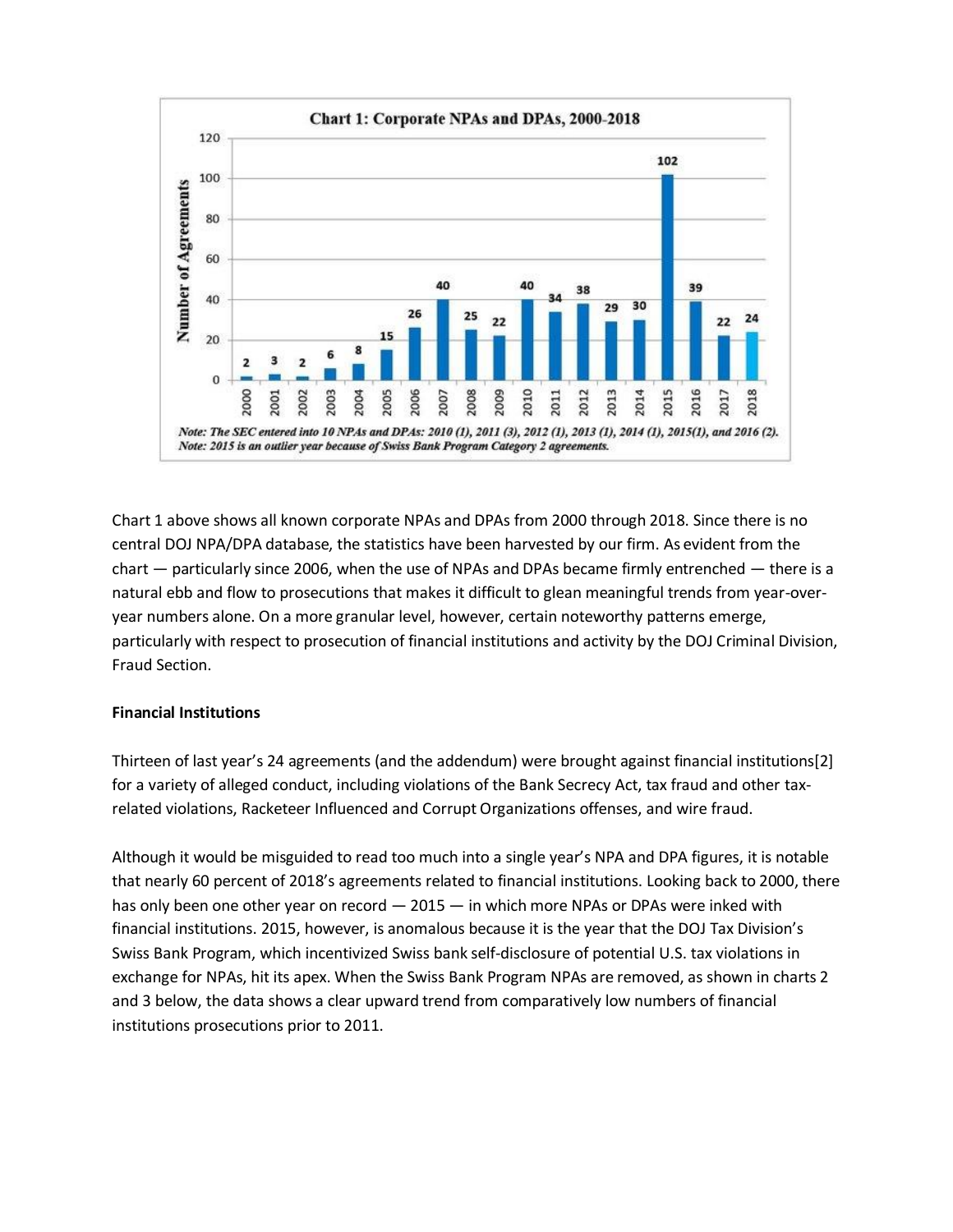**Chart 1: Corporate NPAs and DPAs, 2000-2018**

| Year | Number of Agreements |
|---|---|
| 2000 | 2 |
| 2001 | 3 |
| 2002 | 2 |
| 2003 | 6 |
| 2004 | 8 |
| 2005 | 15 |
| 2006 | 26 |
| 2007 | 40 |
| 2008 | 25 |
| 2009 | 22 |
| 2010 | 40 |
| 2011 | 34 |
| 2012 | 38 |
| 2013 | 29 |
| 2014 | 30 |
| 2015 | 102 |
| 2016 | 39 |
| 2017 | 22 |
| 2018 | 24 |

*Note: The SEC entered into 10 NPAs and DPAs: 2010 (1), 2011 (3), 2012 (1), 2013 (1), 2014 (1), 2015(1), and 2016 (2).*
*Note: 2015 is an outlier year because of Swiss Bank Program Category 2 agreements.*

Chart 1 above shows all known corporate NPAs and DPAs from 2000 through 2018. Since there is no central DOJ NPA/DPA database, the statistics have been harvested by our firm. As evident from the chart — particularly since 2006, when the use of NPAs and DPAs became firmly entrenched — there is a natural ebb and flow to prosecutions that makes it difficult to glean meaningful trends from year-over-year numbers alone. On a more granular level, however, certain noteworthy patterns emerge, particularly with respect to prosecution of financial institutions and activity by the DOJ Criminal Division, Fraud Section.

**Financial Institutions**

Thirteen of last year's 24 agreements (and the addendum) were brought against financial institutions[2] for a variety of alleged conduct, including violations of the Bank Secrecy Act, tax fraud and other tax-related violations, Racketeer Influenced and Corrupt Organizations offenses, and wire fraud.

Although it would be misguided to read too much into a single year's NPA and DPA figures, it is notable that nearly 60 percent of 2018's agreements related to financial institutions. Looking back to 2000, there has only been one other year on record — 2015 — in which more NPAs or DPAs were inked with financial institutions. 2015, however, is anomalous because it is the year that the DOJ Tax Division's Swiss Bank Program, which incentivized Swiss bank self-disclosure of potential U.S. tax violations in exchange for NPAs, hit its apex. When the Swiss Bank Program NPAs are removed, as shown in charts 2 and 3 below, the data shows a clear upward trend from comparatively low numbers of financial institutions prosecutions prior to 2011.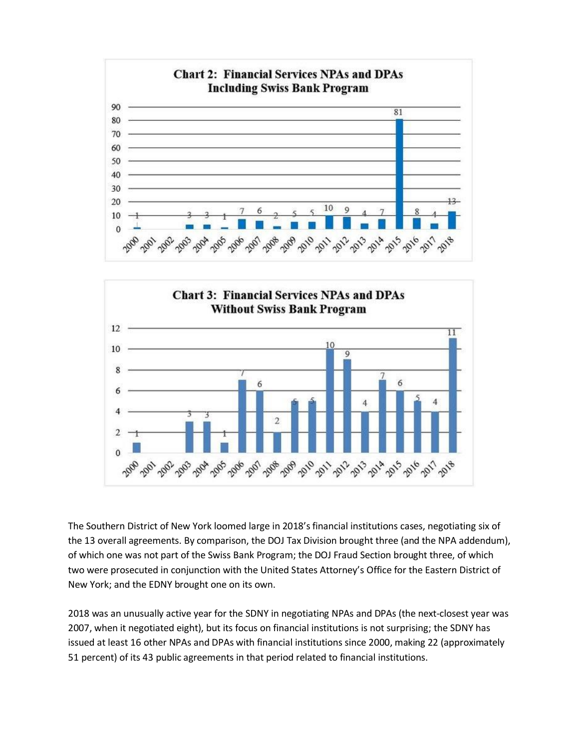**Chart 2: Financial Services NPAs and DPAs Including Swiss Bank Program**

| Year | 2000 | 2001 | 2002 | 2003 | 2004 | 2005 | 2006 | 2007 | 2008 | 2009 | 2010 | 2011 | 2012 | 2013 | 2014 | 2015 | 2016 | 2017 | 2018 |
|---|---|---|---|---|---|---|---|---|---|---|---|---|---|---|---|---|---|---|---|
| Agreements | 1 | | | 3 | 3 | 1 | 7 | 6 | 2 | 5 | 5 | 10 | 9 | 4 | 7 | 81 | 8 | 4 | 13 |

**Chart 3: Financial Services NPAs and DPAs Without Swiss Bank Program**

| Year | 2000 | 2001 | 2002 | 2003 | 2004 | 2005 | 2006 | 2007 | 2008 | 2009 | 2010 | 2011 | 2012 | 2013 | 2014 | 2015 | 2016 | 2017 | 2018 |
|---|---|---|---|---|---|---|---|---|---|---|---|---|---|---|---|---|---|---|---|
| Agreements | 1 | | | 3 | 3 | 1 | 7 | 6 | 2 | 5 | 5 | 10 | 9 | 4 | 7 | 6 | 5 | 4 | 11 |

The Southern District of New York loomed large in 2018's financial institutions cases, negotiating six of the 13 overall agreements. By comparison, the DOJ Tax Division brought three (and the NPA addendum), of which one was not part of the Swiss Bank Program; the DOJ Fraud Section brought three, of which two were prosecuted in conjunction with the United States Attorney's Office for the Eastern District of New York; and the EDNY brought one on its own.

2018 was an unusually active year for the SDNY in negotiating NPAs and DPAs (the next-closest year was 2007, when it negotiated eight), but its focus on financial institutions is not surprising; the SDNY has issued at least 16 other NPAs and DPAs with financial institutions since 2000, making 22 (approximately 51 percent) of its 43 public agreements in that period related to financial institutions.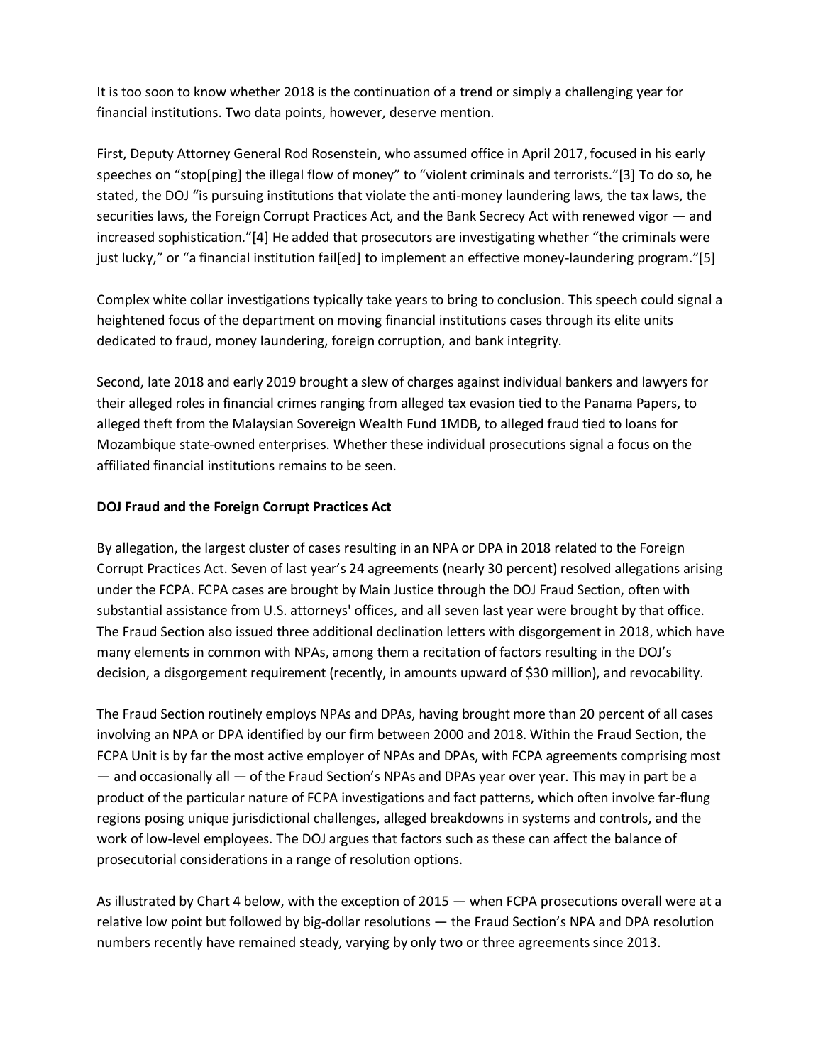It is too soon to know whether 2018 is the continuation of a trend or simply a challenging year for financial institutions. Two data points, however, deserve mention.

First, Deputy Attorney General Rod Rosenstein, who assumed office in April 2017, focused in his early speeches on "stop[ping] the illegal flow of money" to "violent criminals and terrorists."[3] To do so, he stated, the DOJ "is pursuing institutions that violate the anti-money laundering laws, the tax laws, the securities laws, the Foreign Corrupt Practices Act, and the Bank Secrecy Act with renewed vigor — and increased sophistication."[4] He added that prosecutors are investigating whether "the criminals were just lucky," or "a financial institution fail[ed] to implement an effective money-laundering program."[5]

Complex white collar investigations typically take years to bring to conclusion. This speech could signal a heightened focus of the department on moving financial institutions cases through its elite units dedicated to fraud, money laundering, foreign corruption, and bank integrity.

Second, late 2018 and early 2019 brought a slew of charges against individual bankers and lawyers for their alleged roles in financial crimes ranging from alleged tax evasion tied to the Panama Papers, to alleged theft from the Malaysian Sovereign Wealth Fund 1MDB, to alleged fraud tied to loans for Mozambique state-owned enterprises. Whether these individual prosecutions signal a focus on the affiliated financial institutions remains to be seen.

**DOJ Fraud and the Foreign Corrupt Practices Act**

By allegation, the largest cluster of cases resulting in an NPA or DPA in 2018 related to the Foreign Corrupt Practices Act. Seven of last year's 24 agreements (nearly 30 percent) resolved allegations arising under the FCPA. FCPA cases are brought by Main Justice through the DOJ Fraud Section, often with substantial assistance from U.S. attorneys' offices, and all seven last year were brought by that office. The Fraud Section also issued three additional declination letters with disgorgement in 2018, which have many elements in common with NPAs, among them a recitation of factors resulting in the DOJ's decision, a disgorgement requirement (recently, in amounts upward of $30 million), and revocability.

The Fraud Section routinely employs NPAs and DPAs, having brought more than 20 percent of all cases involving an NPA or DPA identified by our firm between 2000 and 2018. Within the Fraud Section, the FCPA Unit is by far the most active employer of NPAs and DPAs, with FCPA agreements comprising most — and occasionally all — of the Fraud Section's NPAs and DPAs year over year. This may in part be a product of the particular nature of FCPA investigations and fact patterns, which often involve far-flung regions posing unique jurisdictional challenges, alleged breakdowns in systems and controls, and the work of low-level employees. The DOJ argues that factors such as these can affect the balance of prosecutorial considerations in a range of resolution options.

As illustrated by Chart 4 below, with the exception of 2015 — when FCPA prosecutions overall were at a relative low point but followed by big-dollar resolutions — the Fraud Section's NPA and DPA resolution numbers recently have remained steady, varying by only two or three agreements since 2013.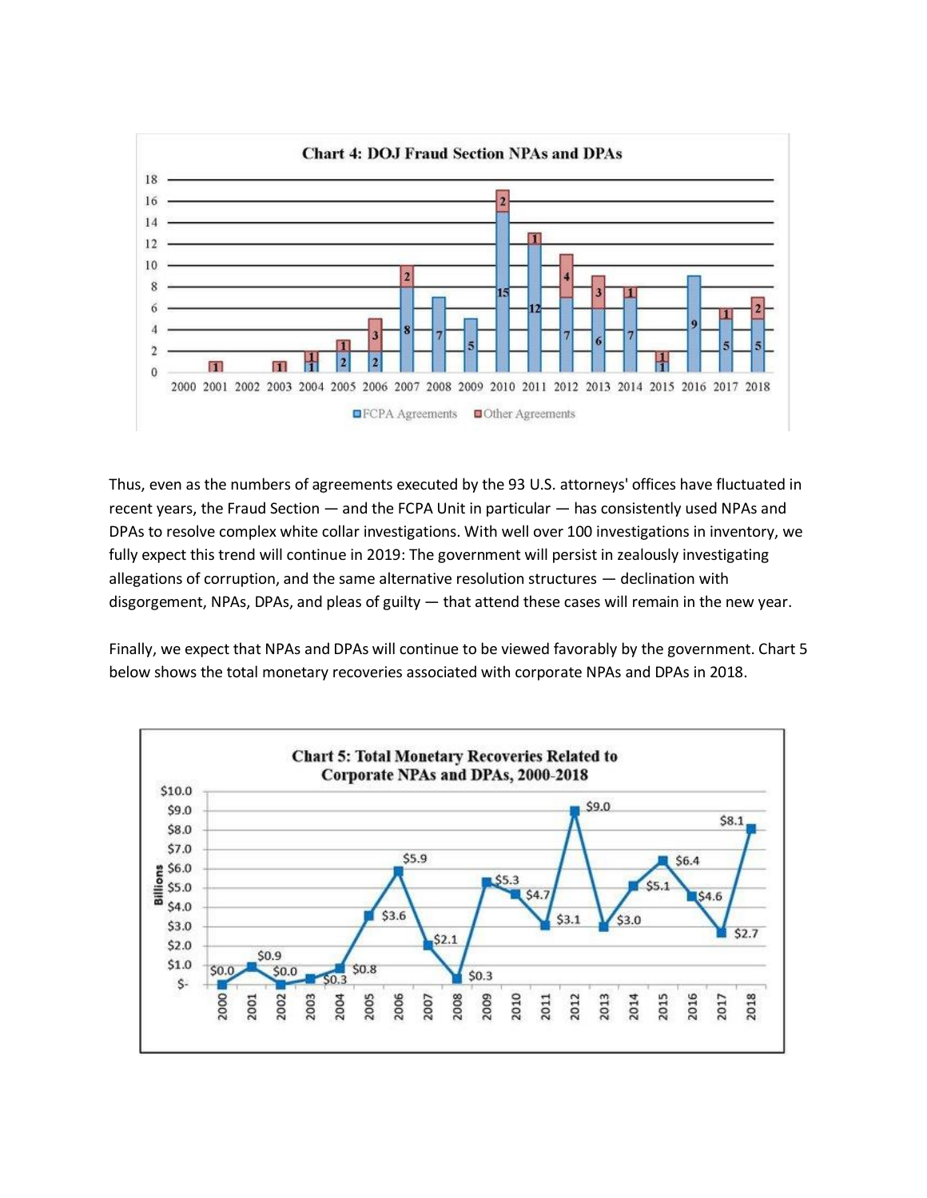**Chart 4: DOJ Fraud Section NPAs and DPAs**

| Year | FCPA Agreements | Other Agreements |
|---|---|---|
| 2000 | | |
| 2001 | | 1 |
| 2002 | | |
| 2003 | | 1 |
| 2004 | 1 | 1 |
| 2005 | 2 | 1 |
| 2006 | 2 | 3 |
| 2007 | 8 | 2 |
| 2008 | 7 | |
| 2009 | 5 | |
| 2010 | 15 | 2 |
| 2011 | 12 | 1 |
| 2012 | 7 | 4 |
| 2013 | 6 | 3 |
| 2014 | 7 | 1 |
| 2015 | 1 | 1 |
| 2016 | 9 | |
| 2017 | 5 | 1 |
| 2018 | 5 | 2 |

Thus, even as the numbers of agreements executed by the 93 U.S. attorneys' offices have fluctuated in recent years, the Fraud Section — and the FCPA Unit in particular — has consistently used NPAs and DPAs to resolve complex white collar investigations. With well over 100 investigations in inventory, we fully expect this trend will continue in 2019: The government will persist in zealously investigating allegations of corruption, and the same alternative resolution structures — declination with disgorgement, NPAs, DPAs, and pleas of guilty — that attend these cases will remain in the new year.

Finally, we expect that NPAs and DPAs will continue to be viewed favorably by the government. Chart 5 below shows the total monetary recoveries associated with corporate NPAs and DPAs in 2018.

**Chart 5: Total Monetary Recoveries Related to Corporate NPAs and DPAs, 2000-2018**

| Year | Billions |
|---|---|
| 2000 | $0.0 |
| 2001 | $0.9 |
| 2002 | $0.0 |
| 2003 | $0.3 |
| 2004 | $0.8 |
| 2005 | $3.6 |
| 2006 | $5.9 |
| 2007 | $2.1 |
| 2008 | $0.3 |
| 2009 | $5.3 |
| 2010 | $4.7 |
| 2011 | $3.1 |
| 2012 | $9.0 |
| 2013 | $3.0 |
| 2014 | $5.1 |
| 2015 | $6.4 |
| 2016 | $4.6 |
| 2017 | $2.7 |
| 2018 | $8.1 |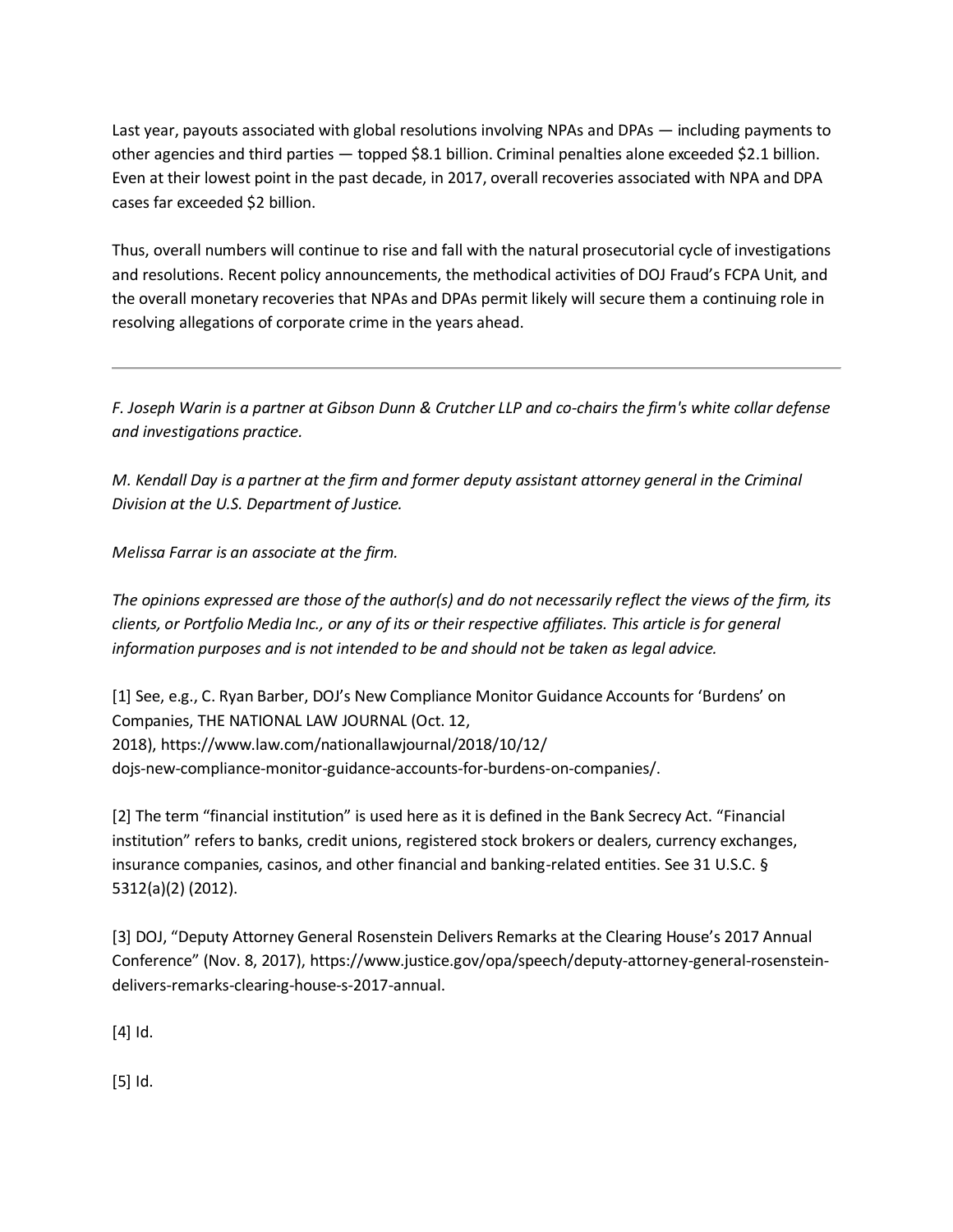Last year, payouts associated with global resolutions involving NPAs and DPAs — including payments to other agencies and third parties — topped $8.1 billion. Criminal penalties alone exceeded $2.1 billion. Even at their lowest point in the past decade, in 2017, overall recoveries associated with NPA and DPA cases far exceeded $2 billion.

Thus, overall numbers will continue to rise and fall with the natural prosecutorial cycle of investigations and resolutions. Recent policy announcements, the methodical activities of DOJ Fraud's FCPA Unit, and the overall monetary recoveries that NPAs and DPAs permit likely will secure them a continuing role in resolving allegations of corporate crime in the years ahead.

---

*F. Joseph Warin is a partner at Gibson Dunn & Crutcher LLP and co-chairs the firm's white collar defense and investigations practice.*

*M. Kendall Day is a partner at the firm and former deputy assistant attorney general in the Criminal Division at the U.S. Department of Justice.*

*Melissa Farrar is an associate at the firm.*

*The opinions expressed are those of the author(s) and do not necessarily reflect the views of the firm, its clients, or Portfolio Media Inc., or any of its or their respective affiliates. This article is for general information purposes and is not intended to be and should not be taken as legal advice.*

[1] See, e.g., C. Ryan Barber, DOJ's New Compliance Monitor Guidance Accounts for 'Burdens' on Companies, THE NATIONAL LAW JOURNAL (Oct. 12, 2018), https://www.law.com/nationallawjournal/2018/10/12/dojs-new-compliance-monitor-guidance-accounts-for-burdens-on-companies/.

[2] The term "financial institution" is used here as it is defined in the Bank Secrecy Act. "Financial institution" refers to banks, credit unions, registered stock brokers or dealers, currency exchanges, insurance companies, casinos, and other financial and banking-related entities. See 31 U.S.C. § 5312(a)(2) (2012).

[3] DOJ, "Deputy Attorney General Rosenstein Delivers Remarks at the Clearing House's 2017 Annual Conference" (Nov. 8, 2017), https://www.justice.gov/opa/speech/deputy-attorney-general-rosenstein-delivers-remarks-clearing-house-s-2017-annual.

[4] Id.

[5] Id.